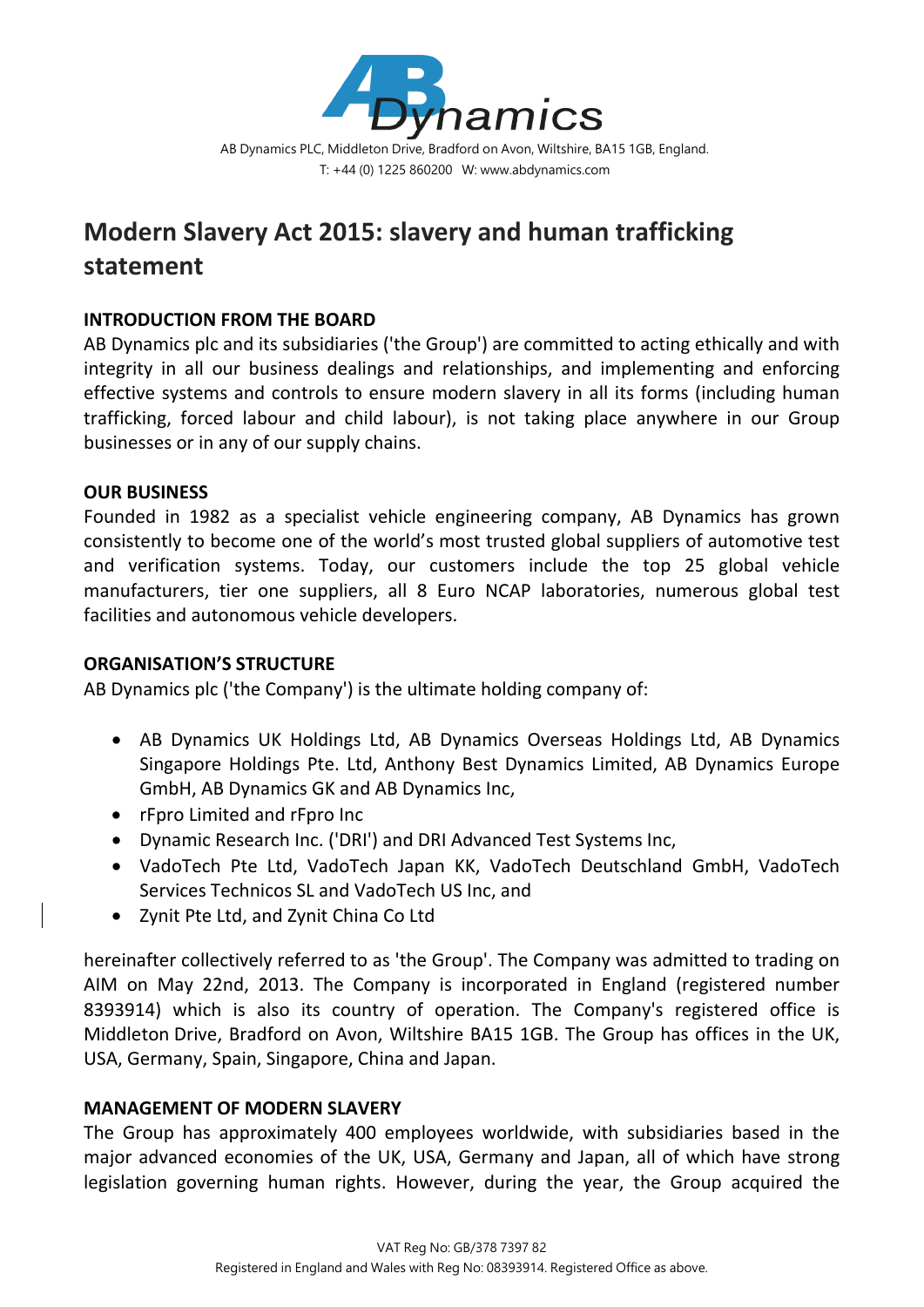AB Dynamics PLC, Middleton Drive, Bradford on Avon, Wiltshire, BA15 1GB, England.
T: +44 (0) 1225 860200 W: www.abdynamics.com

# Modern Slavery Act 2015: slavery and human trafficking statement

**INTRODUCTION FROM THE BOARD**

AB Dynamics plc and its subsidiaries ('the Group') are committed to acting ethically and with integrity in all our business dealings and relationships, and implementing and enforcing effective systems and controls to ensure modern slavery in all its forms (including human trafficking, forced labour and child labour), is not taking place anywhere in our Group businesses or in any of our supply chains.

**OUR BUSINESS**

Founded in 1982 as a specialist vehicle engineering company, AB Dynamics has grown consistently to become one of the world's most trusted global suppliers of automotive test and verification systems. Today, our customers include the top 25 global vehicle manufacturers, tier one suppliers, all 8 Euro NCAP laboratories, numerous global test facilities and autonomous vehicle developers.

**ORGANISATION'S STRUCTURE**

AB Dynamics plc ('the Company') is the ultimate holding company of:

- AB Dynamics UK Holdings Ltd, AB Dynamics Overseas Holdings Ltd, AB Dynamics Singapore Holdings Pte. Ltd, Anthony Best Dynamics Limited, AB Dynamics Europe GmbH, AB Dynamics GK and AB Dynamics Inc,
- rFpro Limited and rFpro Inc
- Dynamic Research Inc. ('DRI') and DRI Advanced Test Systems Inc,
- VadoTech Pte Ltd, VadoTech Japan KK, VadoTech Deutschland GmbH, VadoTech Services Technicos SL and VadoTech US Inc, and
- Zynit Pte Ltd, and Zynit China Co Ltd

hereinafter collectively referred to as 'the Group'. The Company was admitted to trading on AIM on May 22nd, 2013. The Company is incorporated in England (registered number 8393914) which is also its country of operation. The Company's registered office is Middleton Drive, Bradford on Avon, Wiltshire BA15 1GB. The Group has offices in the UK, USA, Germany, Spain, Singapore, China and Japan.

**MANAGEMENT OF MODERN SLAVERY**

The Group has approximately 400 employees worldwide, with subsidiaries based in the major advanced economies of the UK, USA, Germany and Japan, all of which have strong legislation governing human rights. However, during the year, the Group acquired the

VAT Reg No: GB/378 7397 82
Registered in England and Wales with Reg No: 08393914. Registered Office as above.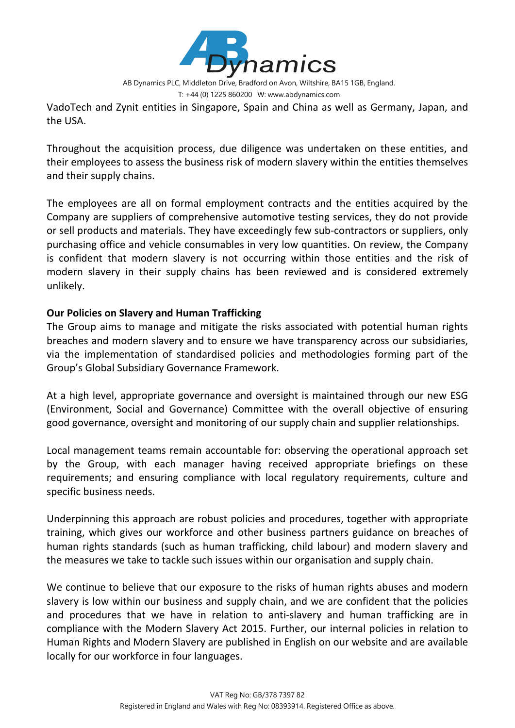VadoTech and Zynit entities in Singapore, Spain and China as well as Germany, Japan, and the USA.

Throughout the acquisition process, due diligence was undertaken on these entities, and their employees to assess the business risk of modern slavery within the entities themselves and their supply chains.

The employees are all on formal employment contracts and the entities acquired by the Company are suppliers of comprehensive automotive testing services, they do not provide or sell products and materials. They have exceedingly few sub-contractors or suppliers, only purchasing office and vehicle consumables in very low quantities. On review, the Company is confident that modern slavery is not occurring within those entities and the risk of modern slavery in their supply chains has been reviewed and is considered extremely unlikely.

**Our Policies on Slavery and Human Trafficking**

The Group aims to manage and mitigate the risks associated with potential human rights breaches and modern slavery and to ensure we have transparency across our subsidiaries, via the implementation of standardised policies and methodologies forming part of the Group's Global Subsidiary Governance Framework.

At a high level, appropriate governance and oversight is maintained through our new ESG (Environment, Social and Governance) Committee with the overall objective of ensuring good governance, oversight and monitoring of our supply chain and supplier relationships.

Local management teams remain accountable for: observing the operational approach set by the Group, with each manager having received appropriate briefings on these requirements; and ensuring compliance with local regulatory requirements, culture and specific business needs.

Underpinning this approach are robust policies and procedures, together with appropriate training, which gives our workforce and other business partners guidance on breaches of human rights standards (such as human trafficking, child labour) and modern slavery and the measures we take to tackle such issues within our organisation and supply chain.

We continue to believe that our exposure to the risks of human rights abuses and modern slavery is low within our business and supply chain, and we are confident that the policies and procedures that we have in relation to anti-slavery and human trafficking are in compliance with the Modern Slavery Act 2015. Further, our internal policies in relation to Human Rights and Modern Slavery are published in English on our website and are available locally for our workforce in four languages.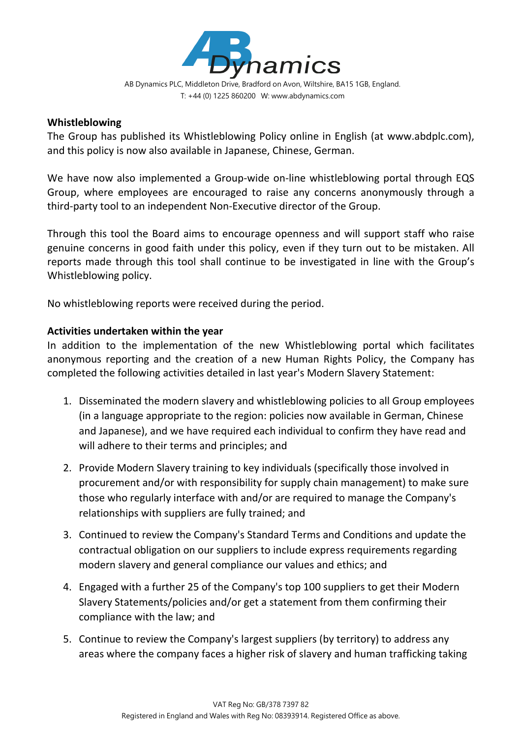**Whistleblowing**

The Group has published its Whistleblowing Policy online in English (at www.abdplc.com), and this policy is now also available in Japanese, Chinese, German.

We have now also implemented a Group-wide on-line whistleblowing portal through EQS Group, where employees are encouraged to raise any concerns anonymously through a third-party tool to an independent Non-Executive director of the Group.

Through this tool the Board aims to encourage openness and will support staff who raise genuine concerns in good faith under this policy, even if they turn out to be mistaken. All reports made through this tool shall continue to be investigated in line with the Group's Whistleblowing policy.

No whistleblowing reports were received during the period.

**Activities undertaken within the year**

In addition to the implementation of the new Whistleblowing portal which facilitates anonymous reporting and the creation of a new Human Rights Policy, the Company has completed the following activities detailed in last year's Modern Slavery Statement:

1. Disseminated the modern slavery and whistleblowing policies to all Group employees (in a language appropriate to the region: policies now available in German, Chinese and Japanese), and we have required each individual to confirm they have read and will adhere to their terms and principles; and
2. Provide Modern Slavery training to key individuals (specifically those involved in procurement and/or with responsibility for supply chain management) to make sure those who regularly interface with and/or are required to manage the Company's relationships with suppliers are fully trained; and
3. Continued to review the Company's Standard Terms and Conditions and update the contractual obligation on our suppliers to include express requirements regarding modern slavery and general compliance our values and ethics; and
4. Engaged with a further 25 of the Company's top 100 suppliers to get their Modern Slavery Statements/policies and/or get a statement from them confirming their compliance with the law; and
5. Continue to review the Company's largest suppliers (by territory) to address any areas where the company faces a higher risk of slavery and human trafficking taking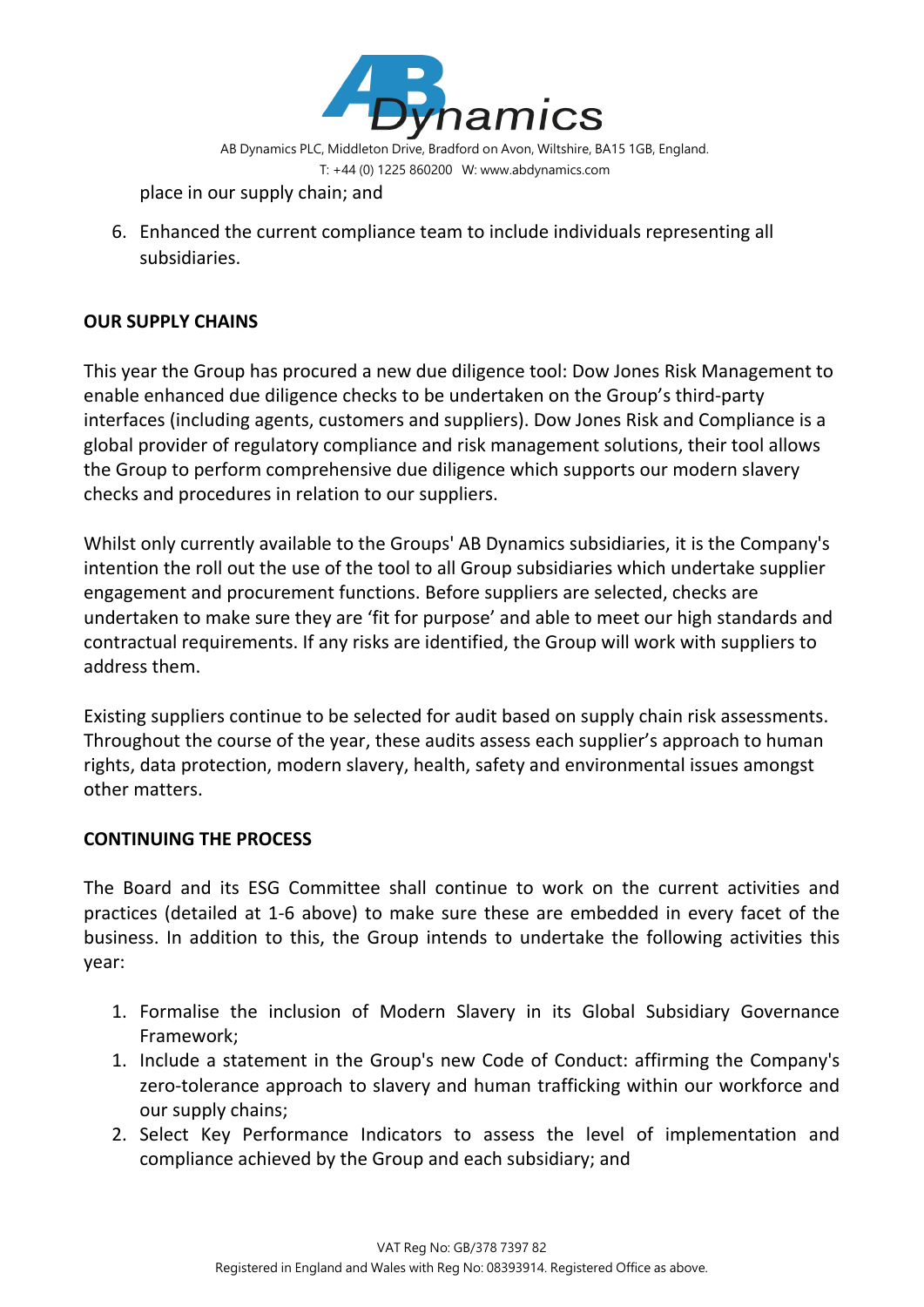place in our supply chain; and

6. Enhanced the current compliance team to include individuals representing all subsidiaries.

**OUR SUPPLY CHAINS**

This year the Group has procured a new due diligence tool: Dow Jones Risk Management to enable enhanced due diligence checks to be undertaken on the Group's third-party interfaces (including agents, customers and suppliers). Dow Jones Risk and Compliance is a global provider of regulatory compliance and risk management solutions, their tool allows the Group to perform comprehensive due diligence which supports our modern slavery checks and procedures in relation to our suppliers.

Whilst only currently available to the Groups' AB Dynamics subsidiaries, it is the Company's intention the roll out the use of the tool to all Group subsidiaries which undertake supplier engagement and procurement functions. Before suppliers are selected, checks are undertaken to make sure they are 'fit for purpose' and able to meet our high standards and contractual requirements. If any risks are identified, the Group will work with suppliers to address them.

Existing suppliers continue to be selected for audit based on supply chain risk assessments. Throughout the course of the year, these audits assess each supplier's approach to human rights, data protection, modern slavery, health, safety and environmental issues amongst other matters.

**CONTINUING THE PROCESS**

The Board and its ESG Committee shall continue to work on the current activities and practices (detailed at 1-6 above) to make sure these are embedded in every facet of the business. In addition to this, the Group intends to undertake the following activities this year:

1. Formalise the inclusion of Modern Slavery in its Global Subsidiary Governance Framework;
1. Include a statement in the Group's new Code of Conduct: affirming the Company's zero-tolerance approach to slavery and human trafficking within our workforce and our supply chains;
2. Select Key Performance Indicators to assess the level of implementation and compliance achieved by the Group and each subsidiary; and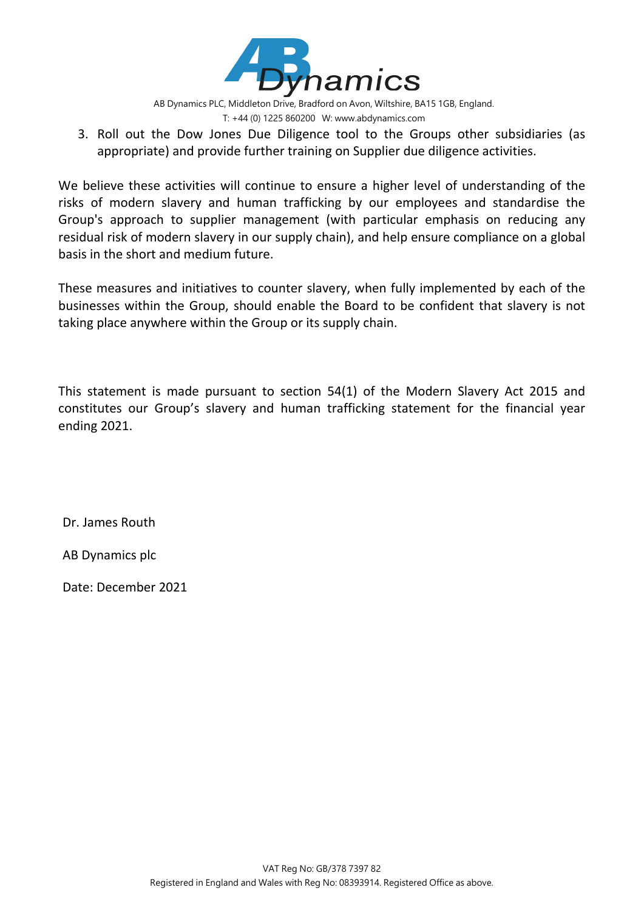3. Roll out the Dow Jones Due Diligence tool to the Groups other subsidiaries (as appropriate) and provide further training on Supplier due diligence activities.

We believe these activities will continue to ensure a higher level of understanding of the risks of modern slavery and human trafficking by our employees and standardise the Group's approach to supplier management (with particular emphasis on reducing any residual risk of modern slavery in our supply chain), and help ensure compliance on a global basis in the short and medium future.

These measures and initiatives to counter slavery, when fully implemented by each of the businesses within the Group, should enable the Board to be confident that slavery is not taking place anywhere within the Group or its supply chain.

This statement is made pursuant to section 54(1) of the Modern Slavery Act 2015 and constitutes our Group's slavery and human trafficking statement for the financial year ending 2021.

Dr. James Routh

AB Dynamics plc

Date: December 2021